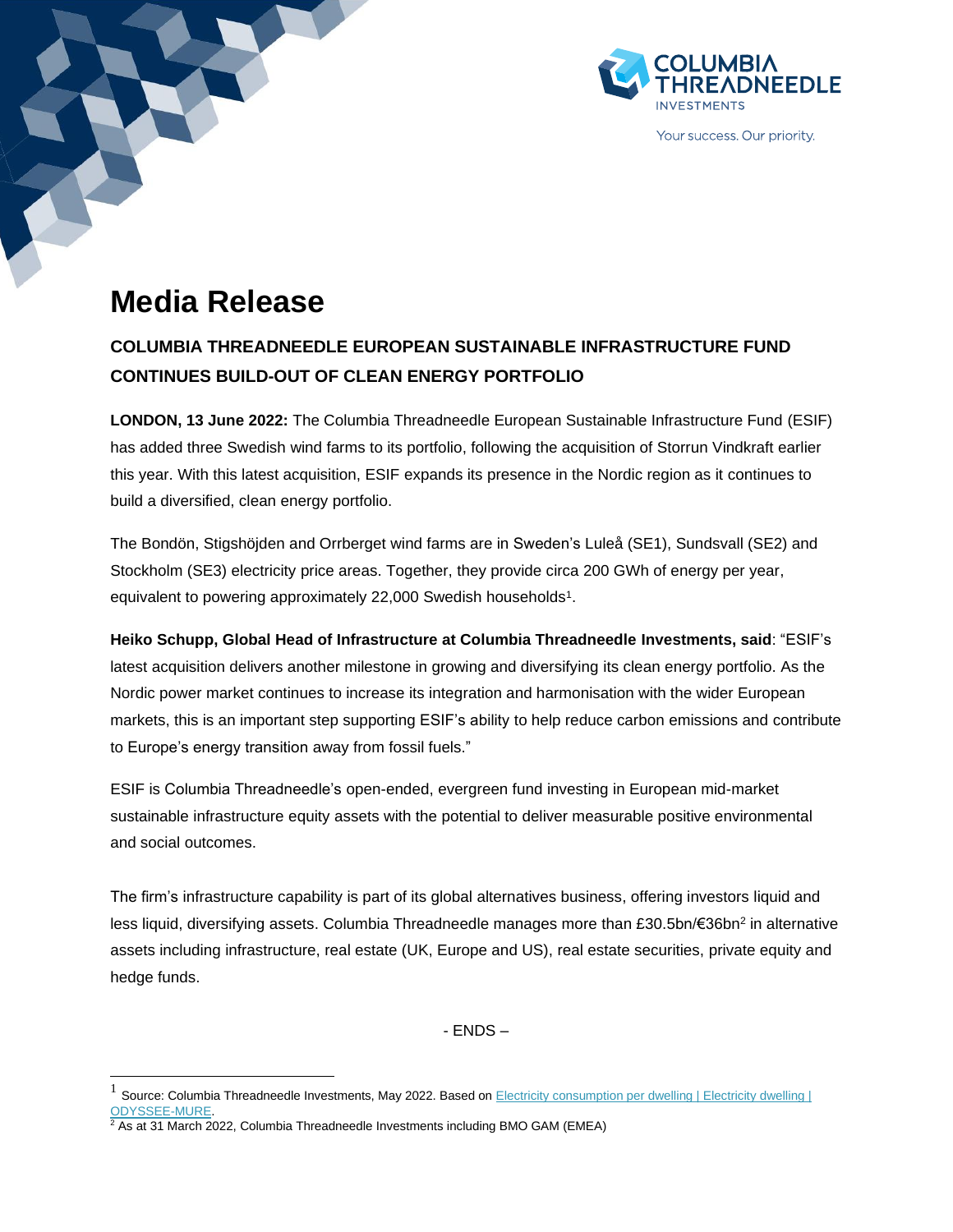# Media Release

## COLUMBIA THREADNEEDLE EUROPEAN SUSTAINABLE INFRASTRUCTURE FUND CONTINUES BUILD-OUT OF CLEAN ENERGY PORTFOLIO

**LONDON, 13 June 2022:** The Columbia Threadneedle European Sustainable Infrastructure Fund (ESIF) has added three Swedish wind farms to its portfolio, following the acquisition of Storrun Vindkraft earlier this year. With this latest acquisition, ESIF expands its presence in the Nordic region as it continues to build a diversified, clean energy portfolio.

The Bondön, Stigshöjden and Orrberget wind farms are in Sweden's Luleå (SE1), Sundsvall (SE2) and Stockholm (SE3) electricity price areas. Together, they provide circa 200 GWh of energy per year, equivalent to powering approximately 22,000 Swedish households[1].

**Heiko Schupp, Global Head of Infrastructure at Columbia Threadneedle Investments, said**: "ESIF's latest acquisition delivers another milestone in growing and diversifying its clean energy portfolio. As the Nordic power market continues to increase its integration and harmonisation with the wider European markets, this is an important step supporting ESIF's ability to help reduce carbon emissions and contribute to Europe's energy transition away from fossil fuels."

ESIF is Columbia Threadneedle's open-ended, evergreen fund investing in European mid-market sustainable infrastructure equity assets with the potential to deliver measurable positive environmental and social outcomes.

The firm's infrastructure capability is part of its global alternatives business, offering investors liquid and less liquid, diversifying assets. Columbia Threadneedle manages more than £30.5bn/€36bn[2] in alternative assets including infrastructure, real estate (UK, Europe and US), real estate securities, private equity and hedge funds.

- ENDS –

---

[1] Source: Columbia Threadneedle Investments, May 2022. Based on Electricity consumption per dwelling | Electricity dwelling | ODYSSEE-MURE.

[2] As at 31 March 2022, Columbia Threadneedle Investments including BMO GAM (EMEA)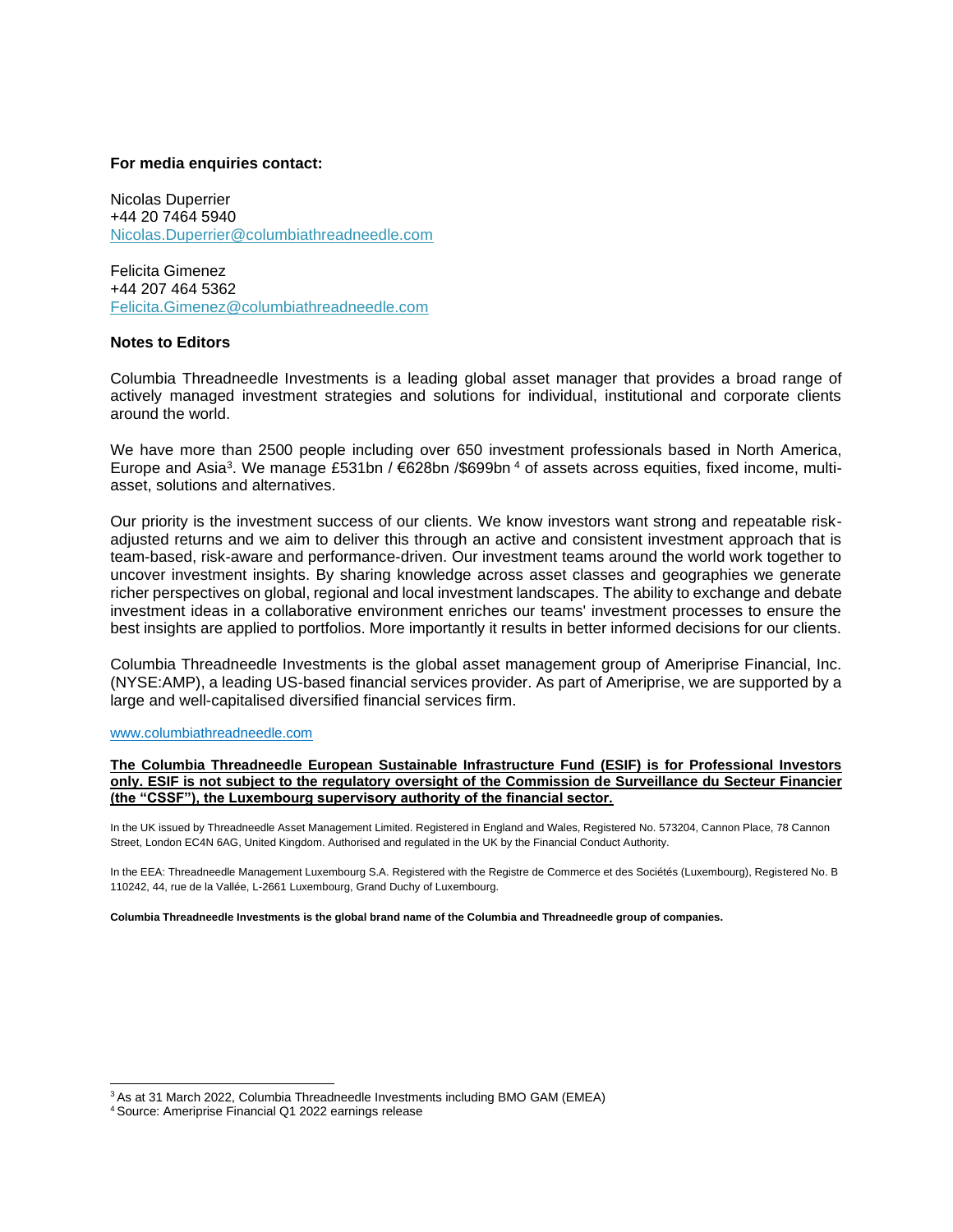**For media enquiries contact:**

Nicolas Duperrier
+44 20 7464 5940
Nicolas.Duperrier@columbiathreadneedle.com

Felicita Gimenez
+44 207 464 5362
Felicita.Gimenez@columbiathreadneedle.com

**Notes to Editors**

Columbia Threadneedle Investments is a leading global asset manager that provides a broad range of actively managed investment strategies and solutions for individual, institutional and corporate clients around the world.

We have more than 2500 people including over 650 investment professionals based in North America, Europe and Asia[3]. We manage £531bn / €628bn /$699bn [4] of assets across equities, fixed income, multi-asset, solutions and alternatives.

Our priority is the investment success of our clients. We know investors want strong and repeatable risk-adjusted returns and we aim to deliver this through an active and consistent investment approach that is team-based, risk-aware and performance-driven. Our investment teams around the world work together to uncover investment insights. By sharing knowledge across asset classes and geographies we generate richer perspectives on global, regional and local investment landscapes. The ability to exchange and debate investment ideas in a collaborative environment enriches our teams' investment processes to ensure the best insights are applied to portfolios. More importantly it results in better informed decisions for our clients.

Columbia Threadneedle Investments is the global asset management group of Ameriprise Financial, Inc. (NYSE:AMP), a leading US-based financial services provider. As part of Ameriprise, we are supported by a large and well-capitalised diversified financial services firm.

www.columbiathreadneedle.com

**The Columbia Threadneedle European Sustainable Infrastructure Fund (ESIF) is for Professional Investors only. ESIF is not subject to the regulatory oversight of the Commission de Surveillance du Secteur Financier (the "CSSF"), the Luxembourg supervisory authority of the financial sector.**

In the UK issued by Threadneedle Asset Management Limited. Registered in England and Wales, Registered No. 573204, Cannon Place, 78 Cannon Street, London EC4N 6AG, United Kingdom. Authorised and regulated in the UK by the Financial Conduct Authority.

In the EEA: Threadneedle Management Luxembourg S.A. Registered with the Registre de Commerce et des Sociétés (Luxembourg), Registered No. B 110242, 44, rue de la Vallée, L-2661 Luxembourg, Grand Duchy of Luxembourg.

**Columbia Threadneedle Investments is the global brand name of the Columbia and Threadneedle group of companies.**

---

[3] As at 31 March 2022, Columbia Threadneedle Investments including BMO GAM (EMEA)

[4] Source: Ameriprise Financial Q1 2022 earnings release